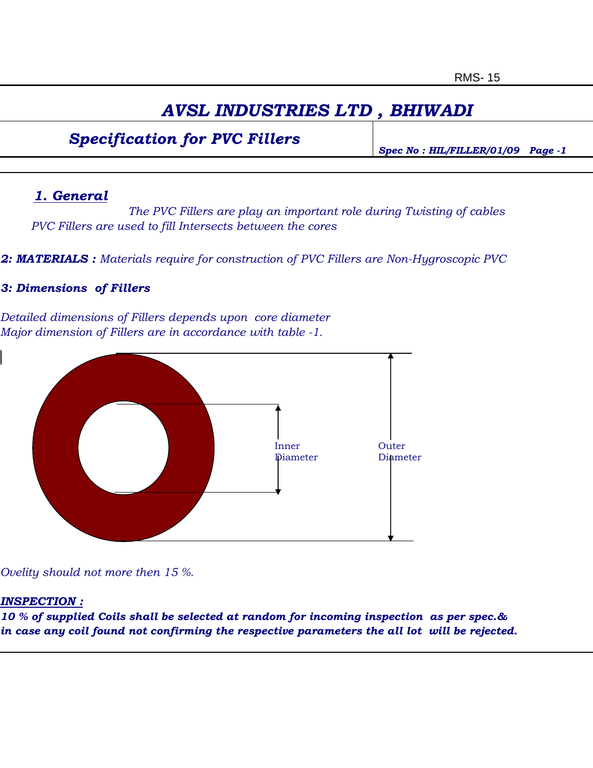RMS- 15

# *AVSL INDUSTRIES LTD , BHIWADI*

## *Specification for PVC Fillers*

***Spec No : HIL/FILLER/01/09 Page -1***

### *1. General*

*The PVC Fillers are play an important role during Twisting of cables PVC Fillers are used to fill Intersects between the cores*

***2: MATERIALS :*** *Materials require for construction of PVC Fillers are Non-Hygroscopic PVC*

***3: Dimensions of Fillers***

*Detailed dimensions of Fillers depends upon core diameter*
*Major dimension of Fillers are in accordance with table -1.*

Inner Diameter

Outer Diameter

*Ovelity should not more then 15 %.*

***INSPECTION :***

***10 % of supplied Coils shall be selected at random for incoming inspection as per spec.& in case any coil found not confirming the respective parameters the all lot will be rejected.***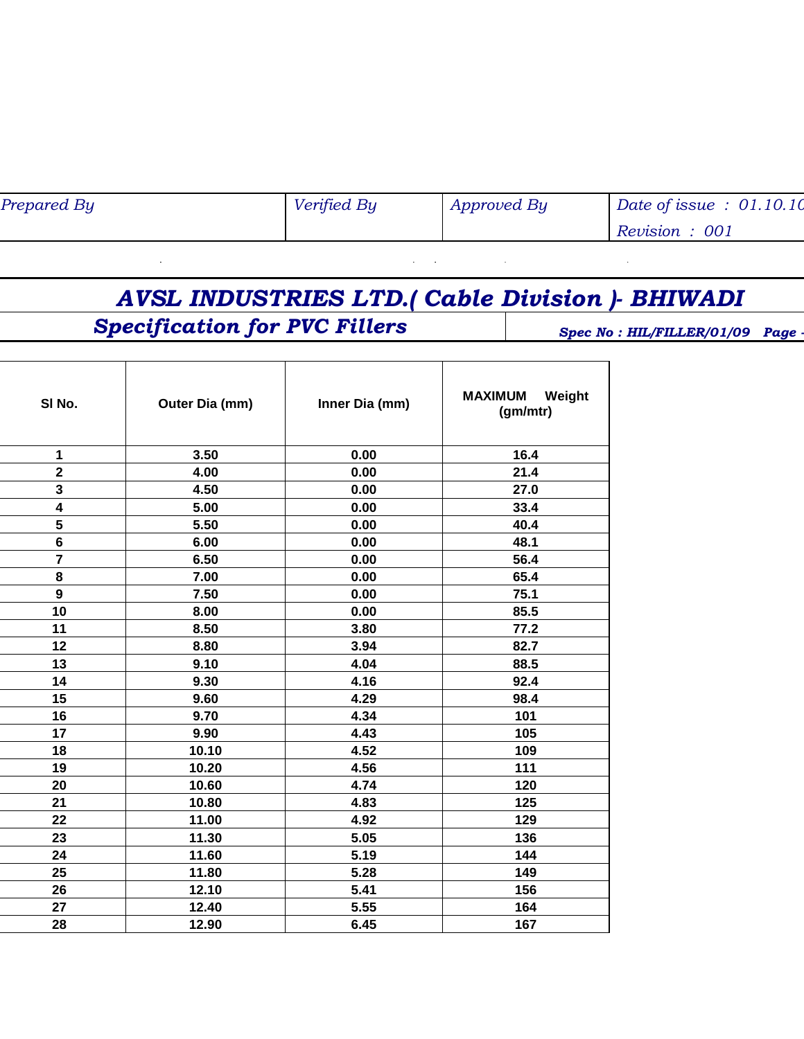| Prepared By | Verified By | Approved By | Date of issue : 01.10.10<br>Revision : 001 |
| --- | --- | --- | --- |

# AVSL INDUSTRIES LTD.( Cable Division )- BHIWADI

## Specification for PVC Fillers

**Spec No : HIL/FILLER/01/09**

| Sl No. | Outer Dia (mm) | Inner Dia (mm) | MAXIMUM Weight (gm/mtr) |
| --- | --- | --- | --- |
| 1 | 3.50 | 0.00 | 16.4 |
| 2 | 4.00 | 0.00 | 21.4 |
| 3 | 4.50 | 0.00 | 27.0 |
| 4 | 5.00 | 0.00 | 33.4 |
| 5 | 5.50 | 0.00 | 40.4 |
| 6 | 6.00 | 0.00 | 48.1 |
| 7 | 6.50 | 0.00 | 56.4 |
| 8 | 7.00 | 0.00 | 65.4 |
| 9 | 7.50 | 0.00 | 75.1 |
| 10 | 8.00 | 0.00 | 85.5 |
| 11 | 8.50 | 3.80 | 77.2 |
| 12 | 8.80 | 3.94 | 82.7 |
| 13 | 9.10 | 4.04 | 88.5 |
| 14 | 9.30 | 4.16 | 92.4 |
| 15 | 9.60 | 4.29 | 98.4 |
| 16 | 9.70 | 4.34 | 101 |
| 17 | 9.90 | 4.43 | 105 |
| 18 | 10.10 | 4.52 | 109 |
| 19 | 10.20 | 4.56 | 111 |
| 20 | 10.60 | 4.74 | 120 |
| 21 | 10.80 | 4.83 | 125 |
| 22 | 11.00 | 4.92 | 129 |
| 23 | 11.30 | 5.05 | 136 |
| 24 | 11.60 | 5.19 | 144 |
| 25 | 11.80 | 5.28 | 149 |
| 26 | 12.10 | 5.41 | 156 |
| 27 | 12.40 | 5.55 | 164 |
| 28 | 12.90 | 6.45 | 167 |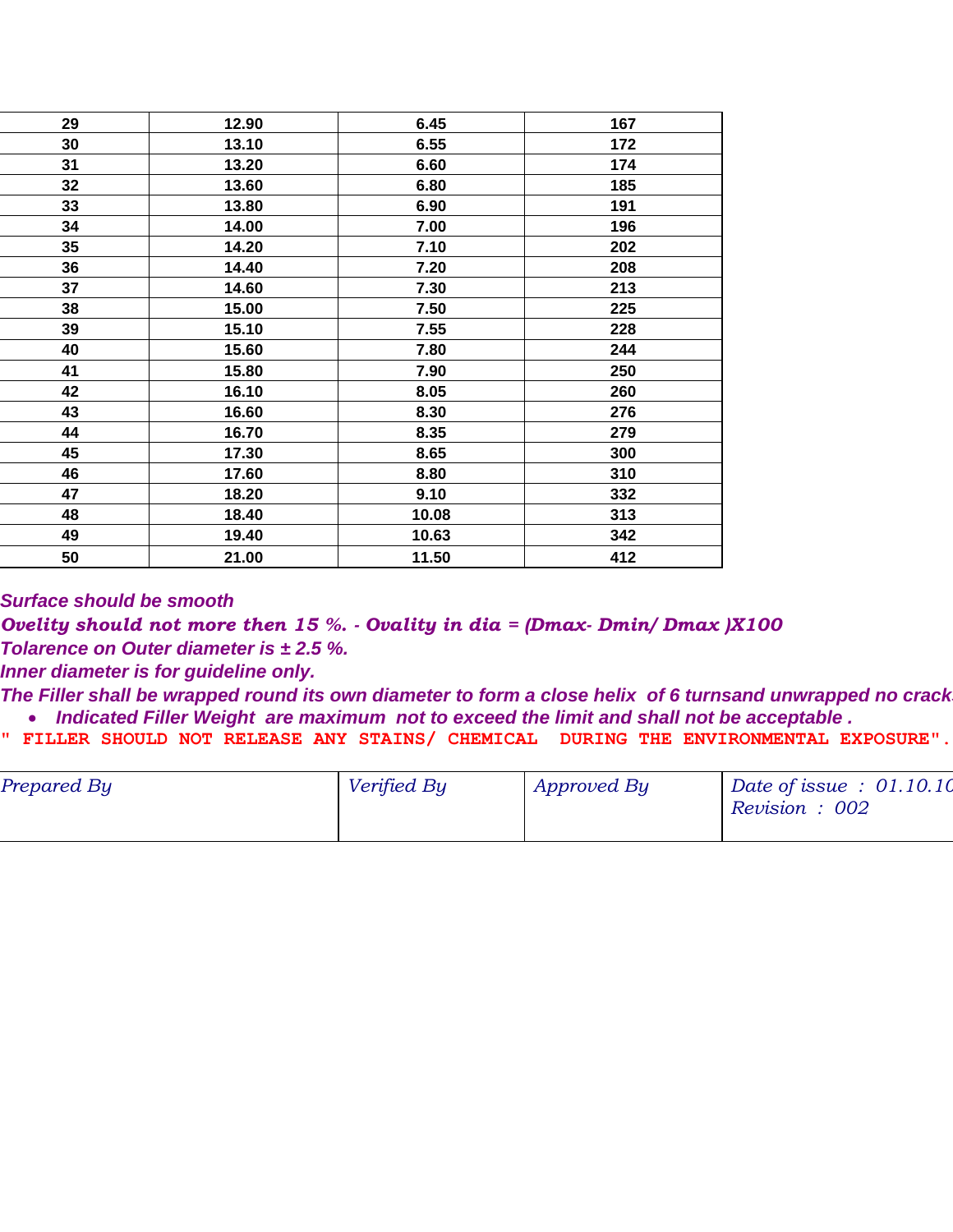| | | | |
|---|---|---|---|
| 29 | 12.90 | 6.45 | 167 |
| 30 | 13.10 | 6.55 | 172 |
| 31 | 13.20 | 6.60 | 174 |
| 32 | 13.60 | 6.80 | 185 |
| 33 | 13.80 | 6.90 | 191 |
| 34 | 14.00 | 7.00 | 196 |
| 35 | 14.20 | 7.10 | 202 |
| 36 | 14.40 | 7.20 | 208 |
| 37 | 14.60 | 7.30 | 213 |
| 38 | 15.00 | 7.50 | 225 |
| 39 | 15.10 | 7.55 | 228 |
| 40 | 15.60 | 7.80 | 244 |
| 41 | 15.80 | 7.90 | 250 |
| 42 | 16.10 | 8.05 | 260 |
| 43 | 16.60 | 8.30 | 276 |
| 44 | 16.70 | 8.35 | 279 |
| 45 | 17.30 | 8.65 | 300 |
| 46 | 17.60 | 8.80 | 310 |
| 47 | 18.20 | 9.10 | 332 |
| 48 | 18.40 | 10.08 | 313 |
| 49 | 19.40 | 10.63 | 342 |
| 50 | 21.00 | 11.50 | 412 |

*Surface should be smooth*

***Ovelity should not more then 15 %. - Ovality in dia = (Dmax- Dmin/ Dmax )X100***

*Tolarence on Outer diameter is ± 2.5 %.*

*Inner diameter is for guideline only.*

*The Filler shall be wrapped round its own diameter to form a close helix of 6 turnsand unwrapped no crack*

- *Indicated Filler Weight are maximum not to exceed the limit and shall not be acceptable .*

" FILLER SHOULD NOT RELEASE ANY STAINS/ CHEMICAL DURING THE ENVIRONMENTAL EXPOSURE".

| | | | |
|---|---|---|---|
| *Prepared By* | *Verified By* | *Approved By* | *Date of issue : 01.10.10*<br>*Revision : 002* |